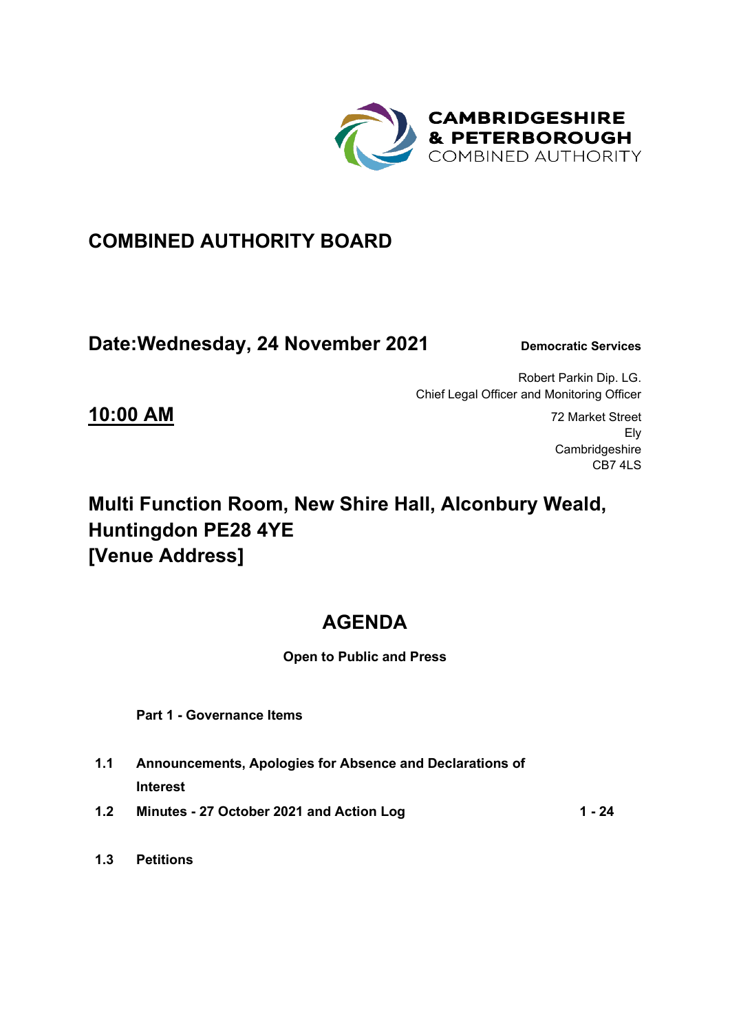CAMBRIDGESHIRE
& PETERBOROUGH
COMBINED AUTHORITY

# COMBINED AUTHORITY BOARD

## Date:Wednesday, 24 November 2021

**Democratic Services**

Robert Parkin Dip. LG.
Chief Legal Officer and Monitoring Officer

72 Market Street
Ely
Cambridgeshire
CB7 4LS

## 10:00 AM

## Multi Function Room, New Shire Hall, Alconbury Weald, Huntingdon PE28 4YE
## [Venue Address]

# AGENDA

**Open to Public and Press**

**Part 1 - Governance Items**

| | | |
|---|---|---|
| **1.1** | **Announcements, Apologies for Absence and Declarations of Interest** | |
| **1.2** | **Minutes - 27 October 2021 and Action Log** | **1 - 24** |
| **1.3** | **Petitions** | |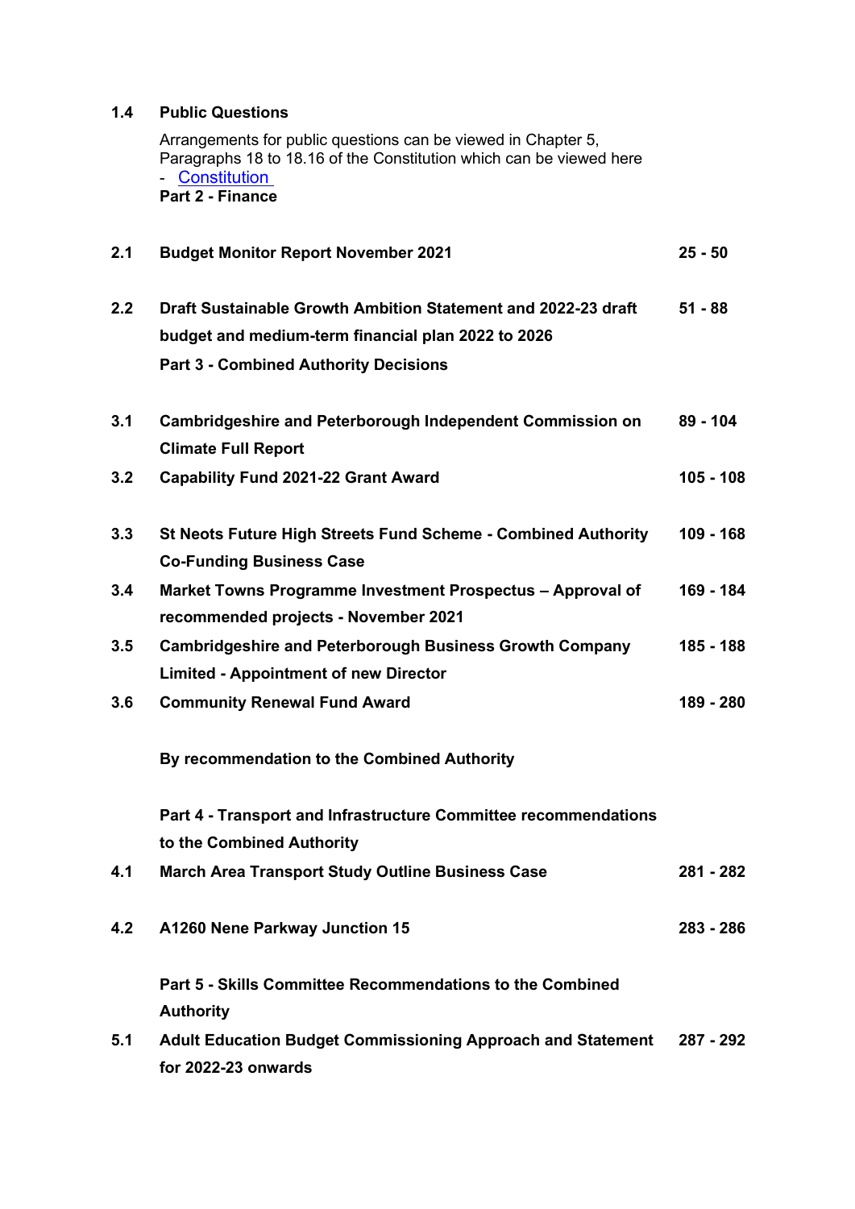**1.4 Public Questions**

Arrangements for public questions can be viewed in Chapter 5, Paragraphs 18 to 18.16 of the Constitution which can be viewed here - Constitution

**Part 2 - Finance**

| | | |
|---|---|---|
| **2.1** | **Budget Monitor Report November 2021** | **25 - 50** |
| **2.2** | **Draft Sustainable Growth Ambition Statement and 2022-23 draft budget and medium-term financial plan 2022 to 2026** | **51 - 88** |

**Part 3 - Combined Authority Decisions**

| | | |
|---|---|---|
| **3.1** | **Cambridgeshire and Peterborough Independent Commission on Climate Full Report** | **89 - 104** |
| **3.2** | **Capability Fund 2021-22 Grant Award** | **105 - 108** |
| **3.3** | **St Neots Future High Streets Fund Scheme - Combined Authority Co-Funding Business Case** | **109 - 168** |
| **3.4** | **Market Towns Programme Investment Prospectus – Approval of recommended projects - November 2021** | **169 - 184** |
| **3.5** | **Cambridgeshire and Peterborough Business Growth Company Limited - Appointment of new Director** | **185 - 188** |
| **3.6** | **Community Renewal Fund Award** | **189 - 280** |

**By recommendation to the Combined Authority**

**Part 4 - Transport and Infrastructure Committee recommendations to the Combined Authority**

| | | |
|---|---|---|
| **4.1** | **March Area Transport Study Outline Business Case** | **281 - 282** |
| **4.2** | **A1260 Nene Parkway Junction 15** | **283 - 286** |

**Part 5 - Skills Committee Recommendations to the Combined Authority**

| | | |
|---|---|---|
| **5.1** | **Adult Education Budget Commissioning Approach and Statement for 2022-23 onwards** | **287 - 292** |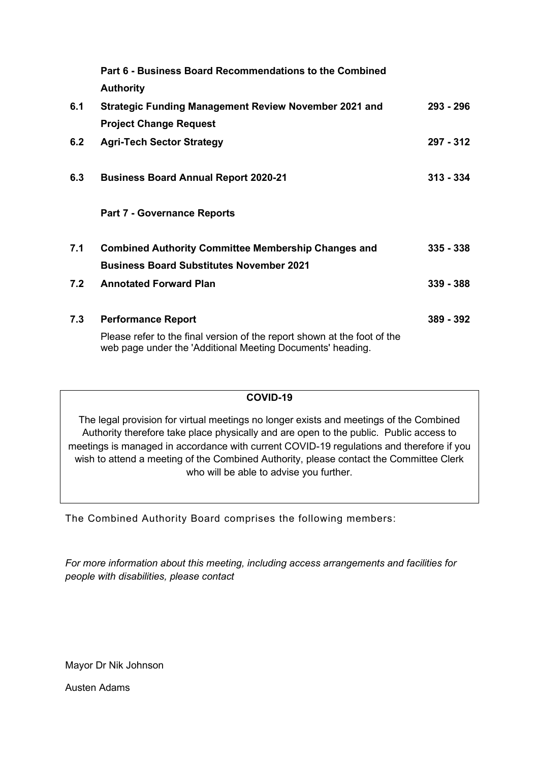| | | |
|---|---|---|
| | **Part 6 - Business Board Recommendations to the Combined Authority** | |
| **6.1** | **Strategic Funding Management Review November 2021 and Project Change Request** | **293 - 296** |
| **6.2** | **Agri-Tech Sector Strategy** | **297 - 312** |
| **6.3** | **Business Board Annual Report 2020-21** | **313 - 334** |
| | **Part 7 - Governance Reports** | |
| **7.1** | **Combined Authority Committee Membership Changes and Business Board Substitutes November 2021** | **335 - 338** |
| **7.2** | **Annotated Forward Plan** | **339 - 388** |
| **7.3** | **Performance Report** | **389 - 392** |
| | Please refer to the final version of the report shown at the foot of the web page under the 'Additional Meeting Documents' heading. | |

**COVID-19**

The legal provision for virtual meetings no longer exists and meetings of the Combined Authority therefore take place physically and are open to the public. Public access to meetings is managed in accordance with current COVID-19 regulations and therefore if you wish to attend a meeting of the Combined Authority, please contact the Committee Clerk who will be able to advise you further.

The Combined Authority Board comprises the following members:

*For more information about this meeting, including access arrangements and facilities for people with disabilities, please contact*

Mayor Dr Nik Johnson

Austen Adams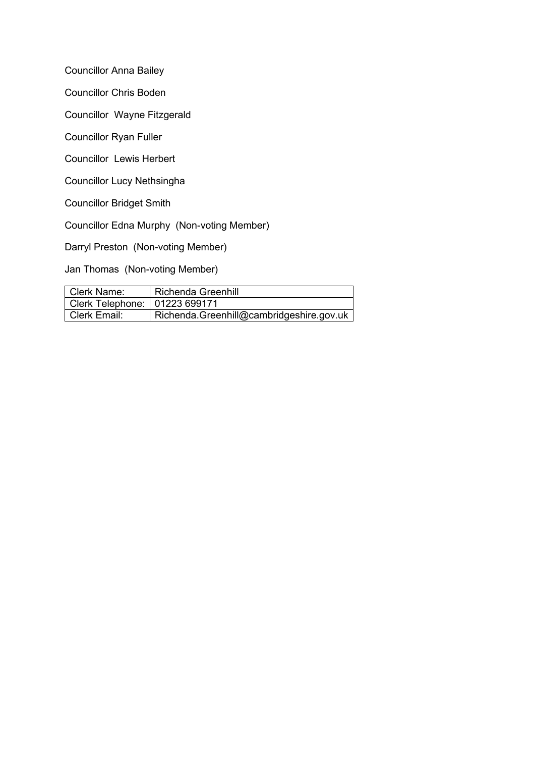Councillor Anna Bailey

Councillor Chris Boden

Councillor Wayne Fitzgerald

Councillor Ryan Fuller

Councillor Lewis Herbert

Councillor Lucy Nethsingha

Councillor Bridget Smith

Councillor Edna Murphy (Non-voting Member)

Darryl Preston (Non-voting Member)

Jan Thomas (Non-voting Member)

| | |
|---|---|
| Clerk Name: | Richenda Greenhill |
| Clerk Telephone: | 01223 699171 |
| Clerk Email: | Richenda.Greenhill@cambridgeshire.gov.uk |